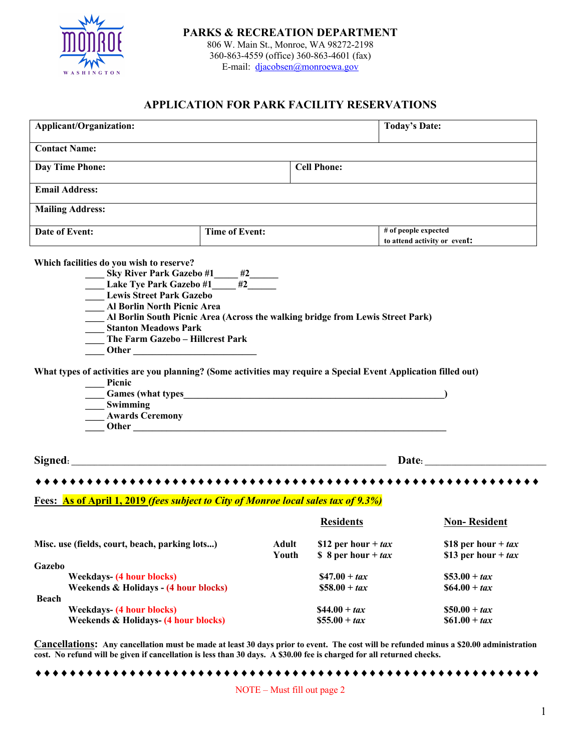**PARKS & RECREATION DEPARTMENT**
806 W. Main St., Monroe, WA 98272-2198
360-863-4559 (office) 360-863-4601 (fax)
E-mail: djacobsen@monroewa.gov

## APPLICATION FOR PARK FACILITY RESERVATIONS

| Applicant/Organization: | | Today's Date: |
|---|---|---|
| Contact Name: | | |
| Day Time Phone: | Cell Phone: | |
| Email Address: | | |
| Mailing Address: | | |
| Date of Event: | Time of Event: | # of people expected to attend activity or event: |

**Which facilities do you wish to reserve?**

____ Sky River Park Gazebo #1_____ #2______
____ Lake Tye Park Gazebo #1_____ #2______
____ Lewis Street Park Gazebo
____ Al Borlin North Picnic Area
____ Al Borlin South Picnic Area (Across the walking bridge from Lewis Street Park)
____ Stanton Meadows Park
____ The Farm Gazebo – Hillcrest Park
____ Other __________________________

**What types of activities are you planning? (Some activities may require a Special Event Application filled out)**

____ Picnic
____ Games (what types________________________________________________________)
____ Swimming
____ Awards Ceremony
____ Other __________________________________________________________________

**Signed**: ______________________________________________________________ **Date**: _______________________

♦ ♦ ♦ ♦ ♦ ♦ ♦ ♦ ♦ ♦ ♦ ♦ ♦ ♦ ♦ ♦ ♦ ♦ ♦ ♦ ♦ ♦ ♦ ♦ ♦ ♦ ♦ ♦ ♦ ♦ ♦ ♦ ♦ ♦ ♦ ♦ ♦ ♦ ♦ ♦ ♦ ♦ ♦ ♦ ♦ ♦ ♦ ♦ ♦ ♦ ♦ ♦ ♦ ♦ ♦ ♦ ♦ ♦ ♦ ♦

**Fees: As of April 1, 2019** ***(fees subject to City of Monroe local sales tax of 9.3%)***

| | | **Residents** | **Non- Resident** |
|---|---|---|---|
| **Misc. use (fields, court, beach, parking lots...)** | **Adult** | **$12 per hour +** ***tax*** | **$18 per hour +** ***tax*** |
| | **Youth** | **$ 8 per hour +** ***tax*** | **$13 per hour +** ***tax*** |
| **Gazebo** | | | |
| **Weekdays- (4 hour blocks)** | | **$47.00 +** ***tax*** | **$53.00 +** ***tax*** |
| **Weekends & Holidays - (4 hour blocks)** | | **$58.00 +** ***tax*** | **$64.00 +** ***tax*** |
| **Beach** | | | |
| **Weekdays- (4 hour blocks)** | | **$44.00 +** ***tax*** | **$50.00 +** ***tax*** |
| **Weekends & Holidays- (4 hour blocks)** | | **$55.00 +** ***tax*** | **$61.00 +** ***tax*** |

**Cancellations: Any cancellation must be made at least 30 days prior to event. The cost will be refunded minus a $20.00 administration cost. No refund will be given if cancellation is less than 30 days. A $30.00 fee is charged for all returned checks.**

♦ ♦ ♦ ♦ ♦ ♦ ♦ ♦ ♦ ♦ ♦ ♦ ♦ ♦ ♦ ♦ ♦ ♦ ♦ ♦ ♦ ♦ ♦ ♦ ♦ ♦ ♦ ♦ ♦ ♦ ♦ ♦ ♦ ♦ ♦ ♦ ♦ ♦ ♦ ♦ ♦ ♦ ♦ ♦ ♦ ♦ ♦ ♦ ♦ ♦ ♦ ♦ ♦ ♦ ♦ ♦ ♦ ♦ ♦ ♦

NOTE – Must fill out page 2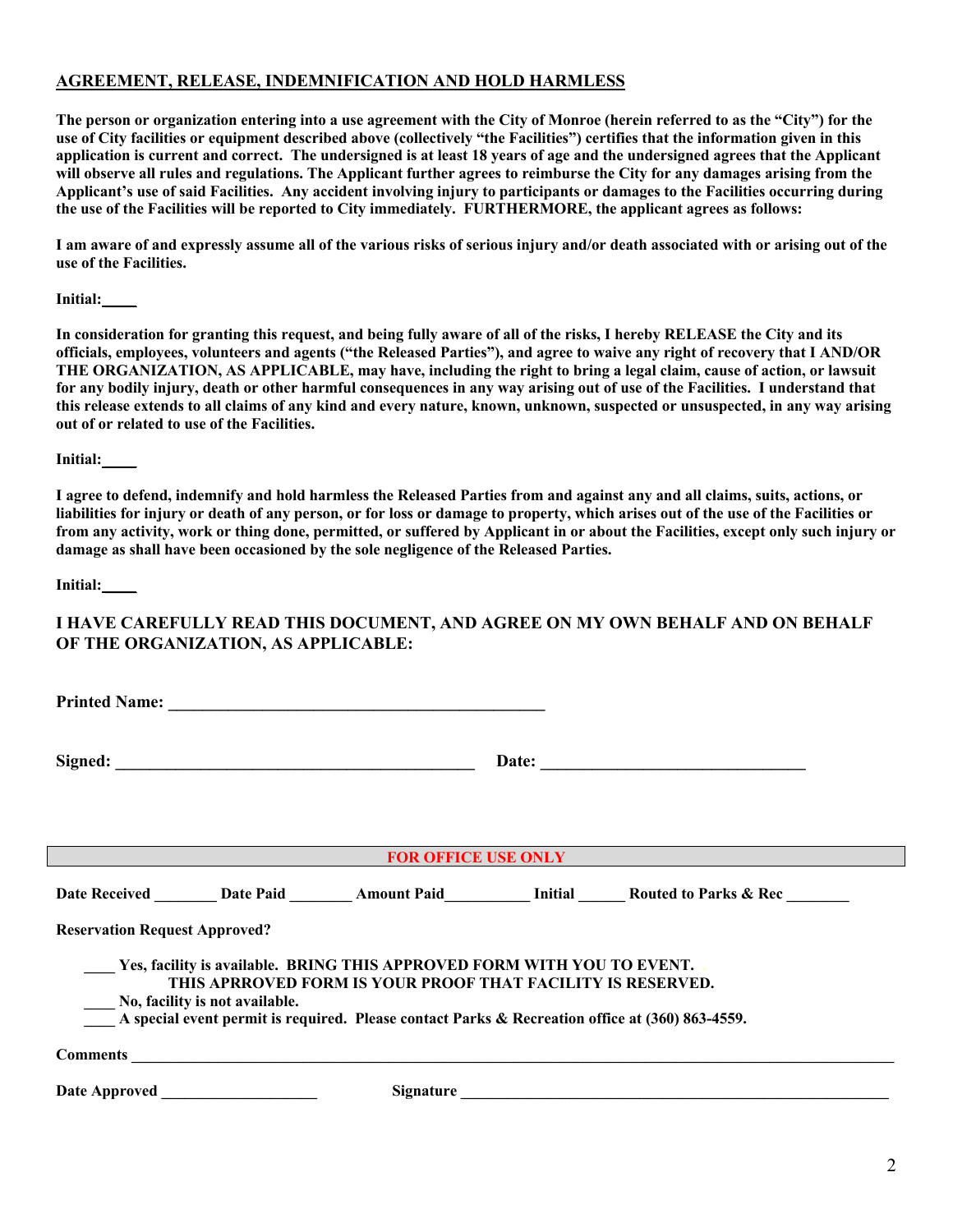## AGREEMENT, RELEASE, INDEMNIFICATION AND HOLD HARMLESS

**The person or organization entering into a use agreement with the City of Monroe (herein referred to as the "City") for the use of City facilities or equipment described above (collectively "the Facilities") certifies that the information given in this application is current and correct. The undersigned is at least 18 years of age and the undersigned agrees that the Applicant will observe all rules and regulations. The Applicant further agrees to reimburse the City for any damages arising from the Applicant's use of said Facilities. Any accident involving injury to participants or damages to the Facilities occurring during the use of the Facilities will be reported to City immediately. FURTHERMORE, the applicant agrees as follows:**

**I am aware of and expressly assume all of the various risks of serious injury and/or death associated with or arising out of the use of the Facilities.**

**Initial:____**

**In consideration for granting this request, and being fully aware of all of the risks, I hereby RELEASE the City and its officials, employees, volunteers and agents ("the Released Parties"), and agree to waive any right of recovery that I AND/OR THE ORGANIZATION, AS APPLICABLE, may have, including the right to bring a legal claim, cause of action, or lawsuit for any bodily injury, death or other harmful consequences in any way arising out of use of the Facilities. I understand that this release extends to all claims of any kind and every nature, known, unknown, suspected or unsuspected, in any way arising out of or related to use of the Facilities.**

**Initial:____**

**I agree to defend, indemnify and hold harmless the Released Parties from and against any and all claims, suits, actions, or liabilities for injury or death of any person, or for loss or damage to property, which arises out of the use of the Facilities or from any activity, work or thing done, permitted, or suffered by Applicant in or about the Facilities, except only such injury or damage as shall have been occasioned by the sole negligence of the Released Parties.**

**Initial:____**

**I HAVE CAREFULLY READ THIS DOCUMENT, AND AGREE ON MY OWN BEHALF AND ON BEHALF OF THE ORGANIZATION, AS APPLICABLE:**

**Printed Name:** ____________________________________________

**Signed:** ____________________________________________ **Date:** ________________________________

**FOR OFFICE USE ONLY**

**Date Received** ________ **Date Paid** ________ **Amount Paid**__________ **Initial** ______ **Routed to Parks & Rec** ________

**Reservation Request Approved?**

____ **Yes, facility is available. BRING THIS APPROVED FORM WITH YOU TO EVENT.**
**THIS APRROVED FORM IS YOUR PROOF THAT FACILITY IS RESERVED.**

____ **No, facility is not available.**

____ **A special event permit is required. Please contact Parks & Recreation office at (360) 863-4559.**

**Comments** ____________________________________________________________________________________

**Date Approved** ___________________ **Signature** ______________________________________________________